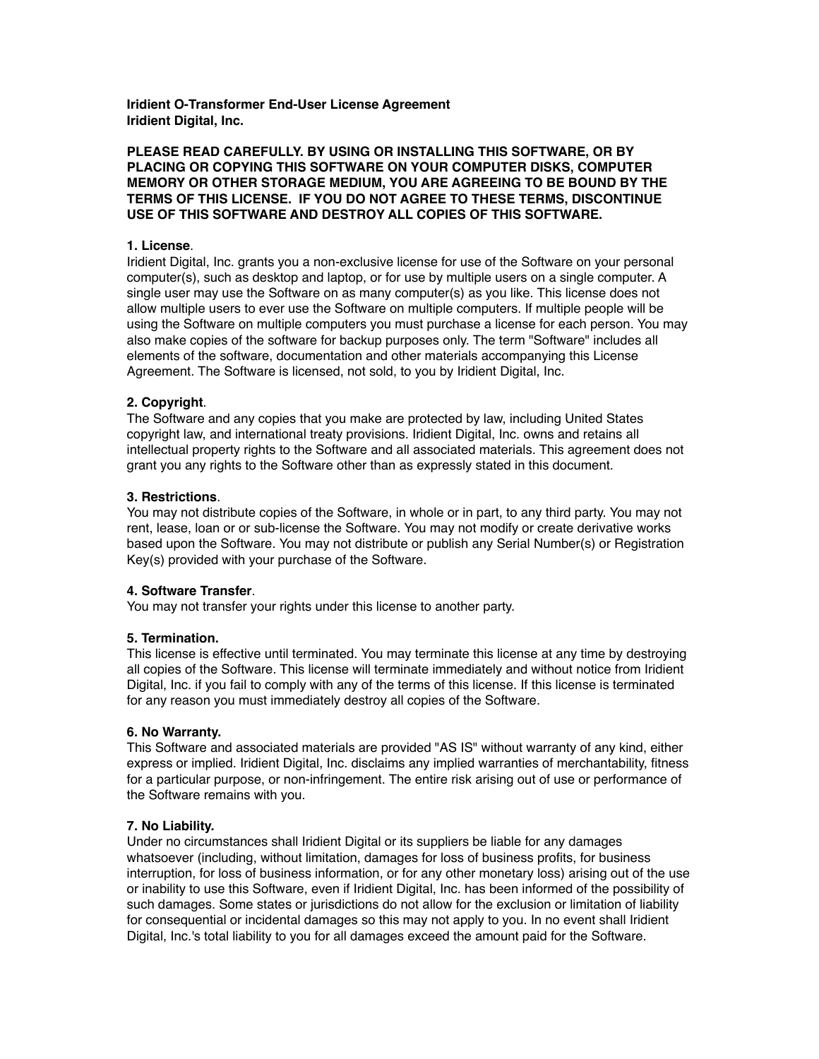**Iridient O-Transformer End-User License Agreement**
**Iridient Digital, Inc.**

**PLEASE READ CAREFULLY. BY USING OR INSTALLING THIS SOFTWARE, OR BY PLACING OR COPYING THIS SOFTWARE ON YOUR COMPUTER DISKS, COMPUTER MEMORY OR OTHER STORAGE MEDIUM, YOU ARE AGREEING TO BE BOUND BY THE TERMS OF THIS LICENSE. IF YOU DO NOT AGREE TO THESE TERMS, DISCONTINUE USE OF THIS SOFTWARE AND DESTROY ALL COPIES OF THIS SOFTWARE.**

**1. License**.
Iridient Digital, Inc. grants you a non-exclusive license for use of the Software on your personal computer(s), such as desktop and laptop, or for use by multiple users on a single computer. A single user may use the Software on as many computer(s) as you like. This license does not allow multiple users to ever use the Software on multiple computers. If multiple people will be using the Software on multiple computers you must purchase a license for each person. You may also make copies of the software for backup purposes only. The term "Software" includes all elements of the software, documentation and other materials accompanying this License Agreement. The Software is licensed, not sold, to you by Iridient Digital, Inc.

**2. Copyright**.
The Software and any copies that you make are protected by law, including United States copyright law, and international treaty provisions. Iridient Digital, Inc. owns and retains all intellectual property rights to the Software and all associated materials. This agreement does not grant you any rights to the Software other than as expressly stated in this document.

**3. Restrictions**.
You may not distribute copies of the Software, in whole or in part, to any third party. You may not rent, lease, loan or or sub-license the Software. You may not modify or create derivative works based upon the Software. You may not distribute or publish any Serial Number(s) or Registration Key(s) provided with your purchase of the Software.

**4. Software Transfer**.
You may not transfer your rights under this license to another party.

**5. Termination.**
This license is effective until terminated. You may terminate this license at any time by destroying all copies of the Software. This license will terminate immediately and without notice from Iridient Digital, Inc. if you fail to comply with any of the terms of this license. If this license is terminated for any reason you must immediately destroy all copies of the Software.

**6. No Warranty.**
This Software and associated materials are provided "AS IS" without warranty of any kind, either express or implied. Iridient Digital, Inc. disclaims any implied warranties of merchantability, fitness for a particular purpose, or non-infringement. The entire risk arising out of use or performance of the Software remains with you.

**7. No Liability.**
Under no circumstances shall Iridient Digital or its suppliers be liable for any damages whatsoever (including, without limitation, damages for loss of business profits, for business interruption, for loss of business information, or for any other monetary loss) arising out of the use or inability to use this Software, even if Iridient Digital, Inc. has been informed of the possibility of such damages. Some states or jurisdictions do not allow for the exclusion or limitation of liability for consequential or incidental damages so this may not apply to you. In no event shall Iridient Digital, Inc.'s total liability to you for all damages exceed the amount paid for the Software.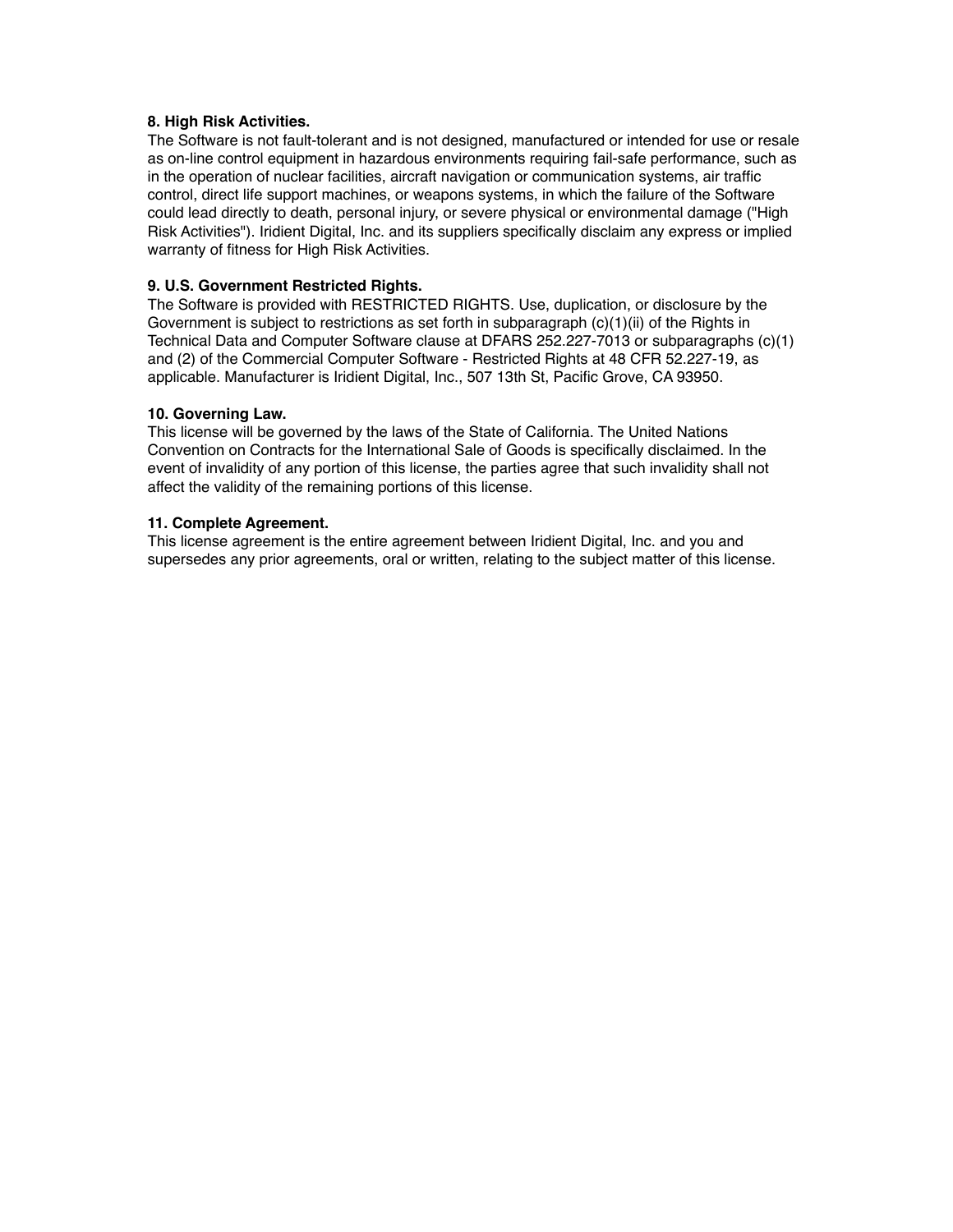**8. High Risk Activities.**

The Software is not fault-tolerant and is not designed, manufactured or intended for use or resale as on-line control equipment in hazardous environments requiring fail-safe performance, such as in the operation of nuclear facilities, aircraft navigation or communication systems, air traffic control, direct life support machines, or weapons systems, in which the failure of the Software could lead directly to death, personal injury, or severe physical or environmental damage ("High Risk Activities"). Iridient Digital, Inc. and its suppliers specifically disclaim any express or implied warranty of fitness for High Risk Activities.

**9. U.S. Government Restricted Rights.**

The Software is provided with RESTRICTED RIGHTS. Use, duplication, or disclosure by the Government is subject to restrictions as set forth in subparagraph (c)(1)(ii) of the Rights in Technical Data and Computer Software clause at DFARS 252.227-7013 or subparagraphs (c)(1) and (2) of the Commercial Computer Software - Restricted Rights at 48 CFR 52.227-19, as applicable. Manufacturer is Iridient Digital, Inc., 507 13th St, Pacific Grove, CA 93950.

**10. Governing Law.**

This license will be governed by the laws of the State of California. The United Nations Convention on Contracts for the International Sale of Goods is specifically disclaimed. In the event of invalidity of any portion of this license, the parties agree that such invalidity shall not affect the validity of the remaining portions of this license.

**11. Complete Agreement.**

This license agreement is the entire agreement between Iridient Digital, Inc. and you and supersedes any prior agreements, oral or written, relating to the subject matter of this license.